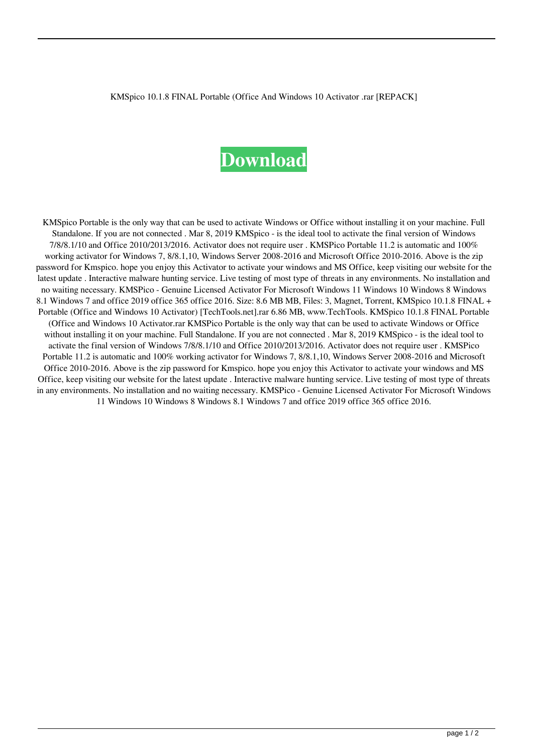KMSpico 10.1.8 FINAL Portable (Office And Windows 10 Activator .rar [REPACK]

**Download**

KMSpico Portable is the only way that can be used to activate Windows or Office without installing it on your machine. Full Standalone. If you are not connected . Mar 8, 2019 KMSpico - is the ideal tool to activate the final version of Windows 7/8/8.1/10 and Office 2010/2013/2016. Activator does not require user . KMSPico Portable 11.2 is automatic and 100% working activator for Windows 7, 8/8.1,10, Windows Server 2008-2016 and Microsoft Office 2010-2016. Above is the zip password for Kmspico. hope you enjoy this Activator to activate your windows and MS Office, keep visiting our website for the latest update . Interactive malware hunting service. Live testing of most type of threats in any environments. No installation and no waiting necessary. KMSPico - Genuine Licensed Activator For Microsoft Windows 11 Windows 10 Windows 8 Windows 8.1 Windows 7 and office 2019 office 365 office 2016. Size: 8.6 MB MB, Files: 3, Magnet, Torrent, KMSpico 10.1.8 FINAL + Portable (Office and Windows 10 Activator) [TechTools.net].rar 6.86 MB, www.TechTools. KMSpico 10.1.8 FINAL Portable (Office and Windows 10 Activator.rar KMSPico Portable is the only way that can be used to activate Windows or Office without installing it on your machine. Full Standalone. If you are not connected . Mar 8, 2019 KMSpico - is the ideal tool to activate the final version of Windows 7/8/8.1/10 and Office 2010/2013/2016. Activator does not require user . KMSPico Portable 11.2 is automatic and 100% working activator for Windows 7, 8/8.1,10, Windows Server 2008-2016 and Microsoft Office 2010-2016. Above is the zip password for Kmspico. hope you enjoy this Activator to activate your windows and MS Office, keep visiting our website for the latest update . Interactive malware hunting service. Live testing of most type of threats in any environments. No installation and no waiting necessary. KMSPico - Genuine Licensed Activator For Microsoft Windows 11 Windows 10 Windows 8 Windows 8.1 Windows 7 and office 2019 office 365 office 2016.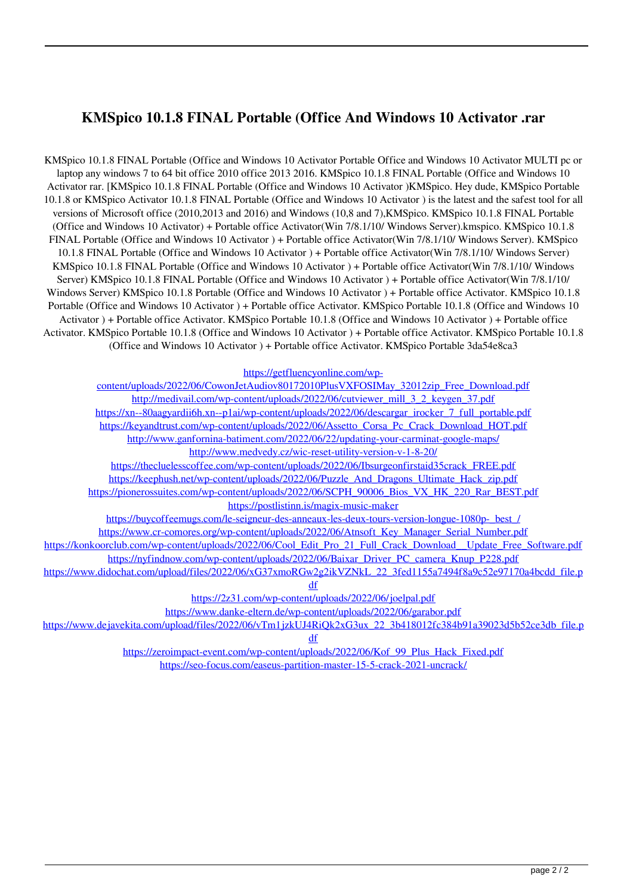# KMSpico 10.1.8 FINAL Portable (Office And Windows 10 Activator .rar

KMSpico 10.1.8 FINAL Portable (Office and Windows 10 Activator Portable Office and Windows 10 Activator MULTI pc or laptop any windows 7 to 64 bit office 2010 office 2013 2016. KMSpico 10.1.8 FINAL Portable (Office and Windows 10 Activator rar. [KMSpico 10.1.8 FINAL Portable (Office and Windows 10 Activator )KMSpico. Hey dude, KMSpico Portable 10.1.8 or KMSpico Activator 10.1.8 FINAL Portable (Office and Windows 10 Activator ) is the latest and the safest tool for all versions of Microsoft office (2010,2013 and 2016) and Windows (10,8 and 7),KMSpico. KMSpico 10.1.8 FINAL Portable (Office and Windows 10 Activator) + Portable office Activator(Win 7/8.1/10/ Windows Server).kmspico. KMSpico 10.1.8 FINAL Portable (Office and Windows 10 Activator ) + Portable office Activator(Win 7/8.1/10/ Windows Server). KMSpico 10.1.8 FINAL Portable (Office and Windows 10 Activator ) + Portable office Activator(Win 7/8.1/10/ Windows Server) KMSpico 10.1.8 FINAL Portable (Office and Windows 10 Activator ) + Portable office Activator(Win 7/8.1/10/ Windows Server) KMSpico 10.1.8 FINAL Portable (Office and Windows 10 Activator ) + Portable office Activator(Win 7/8.1/10/ Windows Server) KMSpico 10.1.8 Portable (Office and Windows 10 Activator ) + Portable office Activator. KMSpico 10.1.8 Portable (Office and Windows 10 Activator ) + Portable office Activator. KMSpico Portable 10.1.8 (Office and Windows 10 Activator ) + Portable office Activator. KMSpico Portable 10.1.8 (Office and Windows 10 Activator ) + Portable office Activator. KMSpico Portable 10.1.8 (Office and Windows 10 Activator ) + Portable office Activator. KMSpico Portable 10.1.8 (Office and Windows 10 Activator ) + Portable office Activator. KMSpico Portable 3da54e8ca3

https://getfluencyonline.com/wp-content/uploads/2022/06/CowonJetAudiov80172010PlusVXFOSIMay_32012zip_Free_Download.pdf
http://medivail.com/wp-content/uploads/2022/06/cutviewer_mill_3_2_keygen_37.pdf
https://xn--80aagyardii6h.xn--p1ai/wp-content/uploads/2022/06/descargar_irocker_7_full_portable.pdf
https://keyandtrust.com/wp-content/uploads/2022/06/Assetto_Corsa_Pc_Crack_Download_HOT.pdf
http://www.ganfornina-batiment.com/2022/06/22/updating-your-carminat-google-maps/
http://www.medvedy.cz/wic-reset-utility-version-v-1-8-20/
https://thecluelesscoffee.com/wp-content/uploads/2022/06/Ibsurgeonfirstaid35crack_FREE.pdf
https://keephush.net/wp-content/uploads/2022/06/Puzzle_And_Dragons_Ultimate_Hack_zip.pdf
https://pionerossuites.com/wp-content/uploads/2022/06/SCPH_90006_Bios_VX_HK_220_Rar_BEST.pdf
https://postlistinn.is/magix-music-maker
https://buycoffeemugs.com/le-seigneur-des-anneaux-les-deux-tours-version-longue-1080p-_best_/
https://www.cr-comores.org/wp-content/uploads/2022/06/Atnsoft_Key_Manager_Serial_Number.pdf
https://konkoorclub.com/wp-content/uploads/2022/06/Cool_Edit_Pro_21_Full_Crack_Download__Update_Free_Software.pdf
https://nyfindnow.com/wp-content/uploads/2022/06/Baixar_Driver_PC_camera_Knup_P228.pdf
https://www.didochat.com/upload/files/2022/06/xG37xmoRGw2g2ikVZNkL_22_3fed1155a7494f8a9c52e97170a4bcdd_file.pdf
https://2z31.com/wp-content/uploads/2022/06/joelpal.pdf
https://www.danke-eltern.de/wp-content/uploads/2022/06/garabor.pdf
https://www.dejavekita.com/upload/files/2022/06/vTm1jzkUJ4RiQk2xG3ux_22_3b418012fc384b91a39023d5b52ce3db_file.pdf
https://zeroimpact-event.com/wp-content/uploads/2022/06/Kof_99_Plus_Hack_Fixed.pdf
https://seo-focus.com/easeus-partition-master-15-5-crack-2021-uncrack/